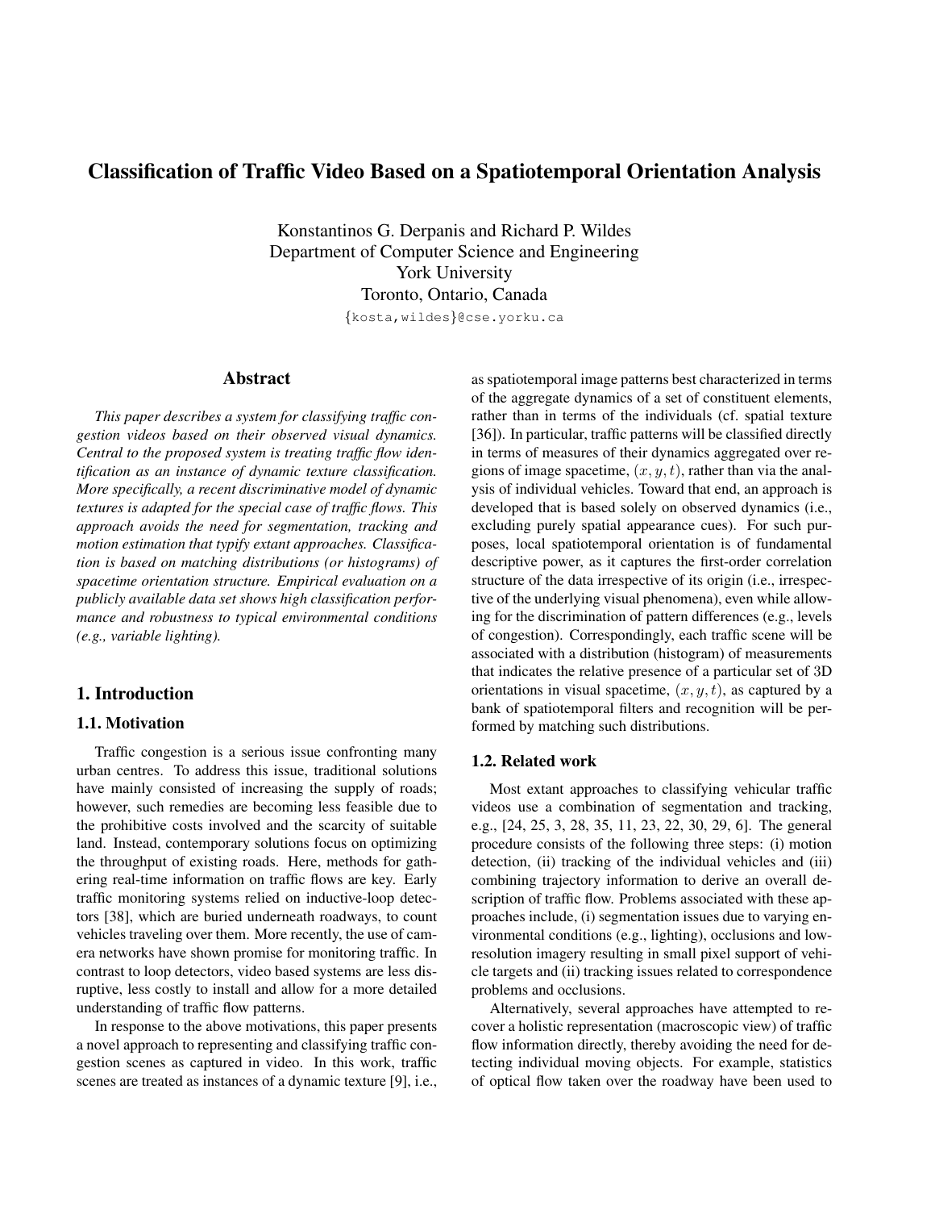# Classification of Traffic Video Based on a Spatiotemporal Orientation Analysis

Konstantinos G. Derpanis and Richard P. Wildes
Department of Computer Science and Engineering
York University
Toronto, Ontario, Canada
{kosta,wildes}@cse.yorku.ca

## Abstract

*This paper describes a system for classifying traffic congestion videos based on their observed visual dynamics. Central to the proposed system is treating traffic flow identification as an instance of dynamic texture classification. More specifically, a recent discriminative model of dynamic textures is adapted for the special case of traffic flows. This approach avoids the need for segmentation, tracking and motion estimation that typify extant approaches. Classification is based on matching distributions (or histograms) of spacetime orientation structure. Empirical evaluation on a publicly available data set shows high classification performance and robustness to typical environmental conditions (e.g., variable lighting).*

## 1. Introduction

### 1.1. Motivation

Traffic congestion is a serious issue confronting many urban centres. To address this issue, traditional solutions have mainly consisted of increasing the supply of roads; however, such remedies are becoming less feasible due to the prohibitive costs involved and the scarcity of suitable land. Instead, contemporary solutions focus on optimizing the throughput of existing roads. Here, methods for gathering real-time information on traffic flows are key. Early traffic monitoring systems relied on inductive-loop detectors [38], which are buried underneath roadways, to count vehicles traveling over them. More recently, the use of camera networks have shown promise for monitoring traffic. In contrast to loop detectors, video based systems are less disruptive, less costly to install and allow for a more detailed understanding of traffic flow patterns.

In response to the above motivations, this paper presents a novel approach to representing and classifying traffic congestion scenes as captured in video. In this work, traffic scenes are treated as instances of a dynamic texture [9], i.e., as spatiotemporal image patterns best characterized in terms of the aggregate dynamics of a set of constituent elements, rather than in terms of the individuals (cf. spatial texture [36]). In particular, traffic patterns will be classified directly in terms of measures of their dynamics aggregated over regions of image spacetime, $(x, y, t)$, rather than via the analysis of individual vehicles. Toward that end, an approach is developed that is based solely on observed dynamics (i.e., excluding purely spatial appearance cues). For such purposes, local spatiotemporal orientation is of fundamental descriptive power, as it captures the first-order correlation structure of the data irrespective of its origin (i.e., irrespective of the underlying visual phenomena), even while allowing for the discrimination of pattern differences (e.g., levels of congestion). Correspondingly, each traffic scene will be associated with a distribution (histogram) of measurements that indicates the relative presence of a particular set of 3D orientations in visual spacetime, $(x, y, t)$, as captured by a bank of spatiotemporal filters and recognition will be performed by matching such distributions.

### 1.2. Related work

Most extant approaches to classifying vehicular traffic videos use a combination of segmentation and tracking, e.g., [24, 25, 3, 28, 35, 11, 23, 22, 30, 29, 6]. The general procedure consists of the following three steps: (i) motion detection, (ii) tracking of the individual vehicles and (iii) combining trajectory information to derive an overall description of traffic flow. Problems associated with these approaches include, (i) segmentation issues due to varying environmental conditions (e.g., lighting), occlusions and low-resolution imagery resulting in small pixel support of vehicle targets and (ii) tracking issues related to correspondence problems and occlusions.

Alternatively, several approaches have attempted to recover a holistic representation (macroscopic view) of traffic flow information directly, thereby avoiding the need for detecting individual moving objects. For example, statistics of optical flow taken over the roadway have been used to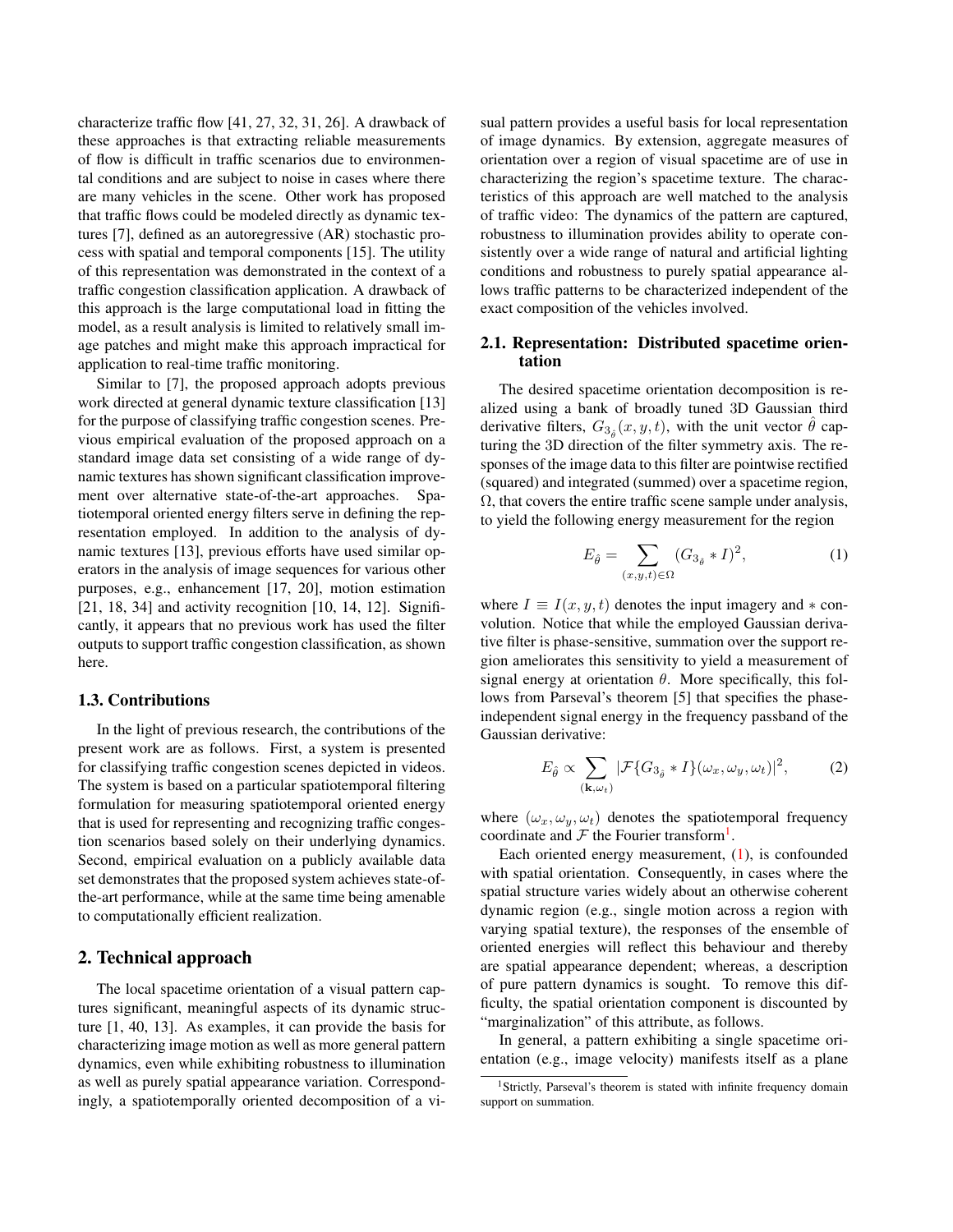characterize traffic flow [41, 27, 32, 31, 26]. A drawback of these approaches is that extracting reliable measurements of flow is difficult in traffic scenarios due to environmental conditions and are subject to noise in cases where there are many vehicles in the scene. Other work has proposed that traffic flows could be modeled directly as dynamic textures [7], defined as an autoregressive (AR) stochastic process with spatial and temporal components [15]. The utility of this representation was demonstrated in the context of a traffic congestion classification application. A drawback of this approach is the large computational load in fitting the model, as a result analysis is limited to relatively small image patches and might make this approach impractical for application to real-time traffic monitoring.

Similar to [7], the proposed approach adopts previous work directed at general dynamic texture classification [13] for the purpose of classifying traffic congestion scenes. Previous empirical evaluation of the proposed approach on a standard image data set consisting of a wide range of dynamic textures has shown significant classification improvement over alternative state-of-the-art approaches. Spatiotemporal oriented energy filters serve in defining the representation employed. In addition to the analysis of dynamic textures [13], previous efforts have used similar operators in the analysis of image sequences for various other purposes, e.g., enhancement [17, 20], motion estimation [21, 18, 34] and activity recognition [10, 14, 12]. Significantly, it appears that no previous work has used the filter outputs to support traffic congestion classification, as shown here.

### 1.3. Contributions

In the light of previous research, the contributions of the present work are as follows. First, a system is presented for classifying traffic congestion scenes depicted in videos. The system is based on a particular spatiotemporal filtering formulation for measuring spatiotemporal oriented energy that is used for representing and recognizing traffic congestion scenarios based solely on their underlying dynamics. Second, empirical evaluation on a publicly available data set demonstrates that the proposed system achieves state-of-the-art performance, while at the same time being amenable to computationally efficient realization.

## 2. Technical approach

The local spacetime orientation of a visual pattern captures significant, meaningful aspects of its dynamic structure [1, 40, 13]. As examples, it can provide the basis for characterizing image motion as well as more general pattern dynamics, even while exhibiting robustness to illumination as well as purely spatial appearance variation. Correspondingly, a spatiotemporally oriented decomposition of a visual pattern provides a useful basis for local representation of image dynamics. By extension, aggregate measures of orientation over a region of visual spacetime are of use in characterizing the region's spacetime texture. The characteristics of this approach are well matched to the analysis of traffic video: The dynamics of the pattern are captured, robustness to illumination provides ability to operate consistently over a wide range of natural and artificial lighting conditions and robustness to purely spatial appearance allows traffic patterns to be characterized independent of the exact composition of the vehicles involved.

### 2.1. Representation: Distributed spacetime orientation

The desired spacetime orientation decomposition is realized using a bank of broadly tuned 3D Gaussian third derivative filters, $G_{3_{\hat{\theta}}}(x, y, t)$, with the unit vector $\hat{\theta}$ capturing the 3D direction of the filter symmetry axis. The responses of the image data to this filter are pointwise rectified (squared) and integrated (summed) over a spacetime region, $\Omega$, that covers the entire traffic scene sample under analysis, to yield the following energy measurement for the region

$$E_{\hat{\theta}} = \sum_{(x,y,t)\in\Omega} (G_{3_{\hat{\theta}}} * I)^2, \tag{1}$$

where $I \equiv I(x, y, t)$ denotes the input imagery and $*$ convolution. Notice that while the employed Gaussian derivative filter is phase-sensitive, summation over the support region ameliorates this sensitivity to yield a measurement of signal energy at orientation $\theta$. More specifically, this follows from Parseval's theorem [5] that specifies the phase-independent signal energy in the frequency passband of the Gaussian derivative:

$$E_{\hat{\theta}} \propto \sum_{(\mathbf{k},\omega_t)} |\mathcal{F}\{G_{3_{\hat{\theta}}} * I\}(\omega_x, \omega_y, \omega_t)|^2, \tag{2}$$

where $(\omega_x, \omega_y, \omega_t)$ denotes the spatiotemporal frequency coordinate and $\mathcal{F}$ the Fourier transform[1].

Each oriented energy measurement, (1), is confounded with spatial orientation. Consequently, in cases where the spatial structure varies widely about an otherwise coherent dynamic region (e.g., single motion across a region with varying spatial texture), the responses of the ensemble of oriented energies will reflect this behaviour and thereby are spatial appearance dependent; whereas, a description of pure pattern dynamics is sought. To remove this difficulty, the spatial orientation component is discounted by "marginalization" of this attribute, as follows.

In general, a pattern exhibiting a single spacetime orientation (e.g., image velocity) manifests itself as a plane

[1] Strictly, Parseval's theorem is stated with infinite frequency domain support on summation.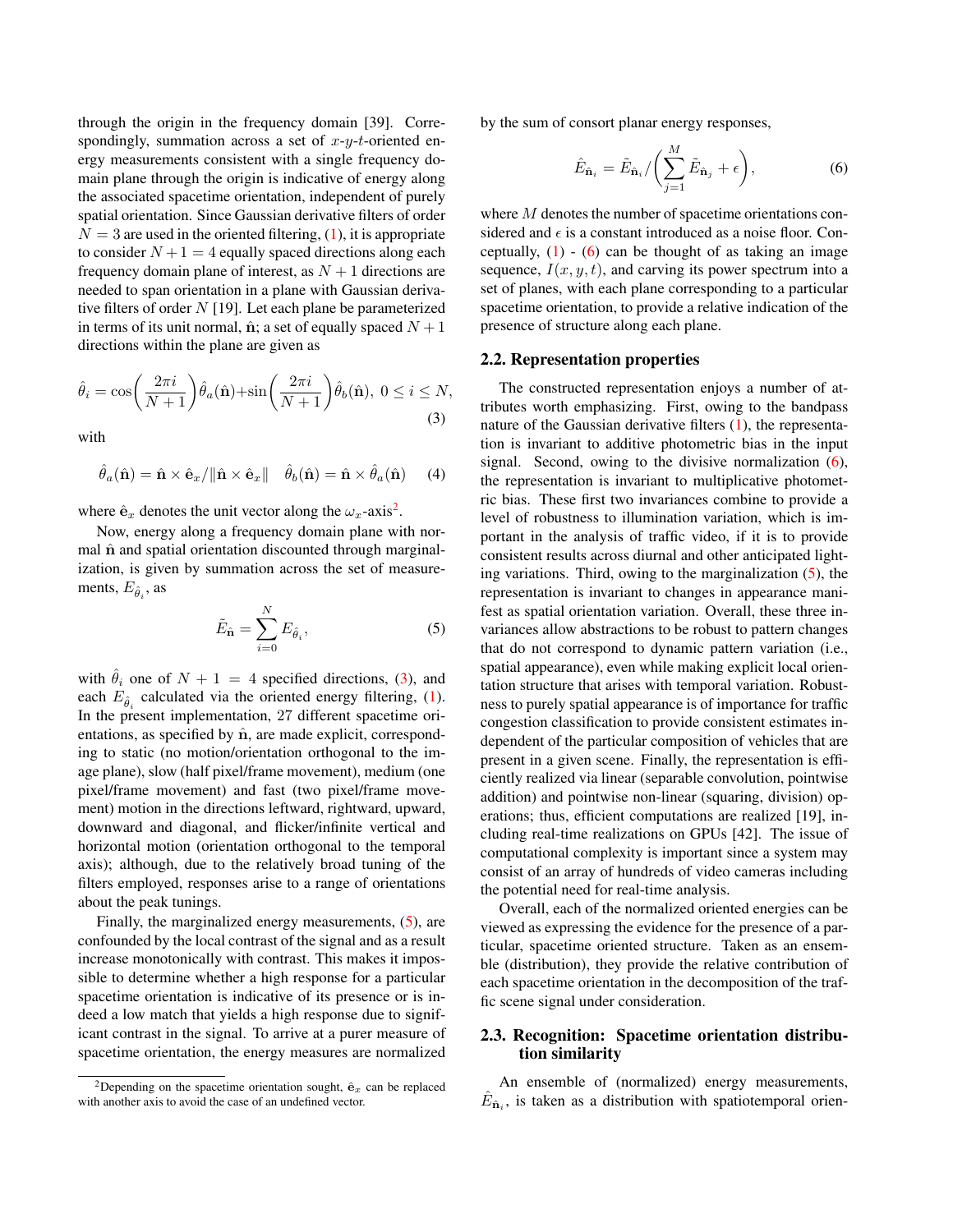through the origin in the frequency domain [39]. Correspondingly, summation across a set of $x$-$y$-$t$-oriented energy measurements consistent with a single frequency domain plane through the origin is indicative of energy along the associated spacetime orientation, independent of purely spatial orientation. Since Gaussian derivative filters of order $N = 3$ are used in the oriented filtering, (1), it is appropriate to consider $N + 1 = 4$ equally spaced directions along each frequency domain plane of interest, as $N + 1$ directions are needed to span orientation in a plane with Gaussian derivative filters of order $N$ [19]. Let each plane be parameterized in terms of its unit normal, $\hat{\mathbf{n}}$; a set of equally spaced $N + 1$ directions within the plane are given as

$$\hat{\theta}_i = \cos\left(\frac{2\pi i}{N+1}\right)\hat{\theta}_a(\hat{\mathbf{n}}) + \sin\left(\frac{2\pi i}{N+1}\right)\hat{\theta}_b(\hat{\mathbf{n}}),\ 0 \le i \le N, \tag{3}$$

with

$$\hat{\theta}_a(\hat{\mathbf{n}}) = \hat{\mathbf{n}} \times \hat{\mathbf{e}}_x / \|\hat{\mathbf{n}} \times \hat{\mathbf{e}}_x\| \quad \hat{\theta}_b(\hat{\mathbf{n}}) = \hat{\mathbf{n}} \times \hat{\theta}_a(\hat{\mathbf{n}}) \tag{4}$$

where $\hat{\mathbf{e}}_x$ denotes the unit vector along the $\omega_x$-axis[2].

Now, energy along a frequency domain plane with normal $\hat{\mathbf{n}}$ and spatial orientation discounted through marginalization, is given by summation across the set of measurements, $E_{\hat{\theta}_i}$, as

$$\tilde{E}_{\hat{\mathbf{n}}} = \sum_{i=0}^{N} E_{\hat{\theta}_i}, \tag{5}$$

with $\hat{\theta}_i$ one of $N + 1 = 4$ specified directions, (3), and each $E_{\hat{\theta}_i}$ calculated via the oriented energy filtering, (1). In the present implementation, 27 different spacetime orientations, as specified by $\hat{\mathbf{n}}$, are made explicit, corresponding to static (no motion/orientation orthogonal to the image plane), slow (half pixel/frame movement), medium (one pixel/frame movement) and fast (two pixel/frame movement) motion in the directions leftward, rightward, upward, downward and diagonal, and flicker/infinite vertical and horizontal motion (orientation orthogonal to the temporal axis); although, due to the relatively broad tuning of the filters employed, responses arise to a range of orientations about the peak tunings.

Finally, the marginalized energy measurements, (5), are confounded by the local contrast of the signal and as a result increase monotonically with contrast. This makes it impossible to determine whether a high response for a particular spacetime orientation is indicative of its presence or is indeed a low match that yields a high response due to significant contrast in the signal. To arrive at a purer measure of spacetime orientation, the energy measures are normalized by the sum of consort planar energy responses,

$$\hat{E}_{\hat{\mathbf{n}}_i} = \tilde{E}_{\hat{\mathbf{n}}_i} / \left(\sum_{j=1}^{M} \tilde{E}_{\hat{\mathbf{n}}_j} + \epsilon\right), \tag{6}$$

where $M$ denotes the number of spacetime orientations considered and $\epsilon$ is a constant introduced as a noise floor. Conceptually, (1) - (6) can be thought of as taking an image sequence, $I(x, y, t)$, and carving its power spectrum into a set of planes, with each plane corresponding to a particular spacetime orientation, to provide a relative indication of the presence of structure along each plane.

## 2.2. Representation properties

The constructed representation enjoys a number of attributes worth emphasizing. First, owing to the bandpass nature of the Gaussian derivative filters (1), the representation is invariant to additive photometric bias in the input signal. Second, owing to the divisive normalization (6), the representation is invariant to multiplicative photometric bias. These first two invariances combine to provide a level of robustness to illumination variation, which is important in the analysis of traffic video, if it is to provide consistent results across diurnal and other anticipated lighting variations. Third, owing to the marginalization (5), the representation is invariant to changes in appearance manifest as spatial orientation variation. Overall, these three invariances allow abstractions to be robust to pattern changes that do not correspond to dynamic pattern variation (i.e., spatial appearance), even while making explicit local orientation structure that arises with temporal variation. Robustness to purely spatial appearance is of importance for traffic congestion classification to provide consistent estimates independent of the particular composition of vehicles that are present in a given scene. Finally, the representation is efficiently realized via linear (separable convolution, pointwise addition) and pointwise non-linear (squaring, division) operations; thus, efficient computations are realized [19], including real-time realizations on GPUs [42]. The issue of computational complexity is important since a system may consist of an array of hundreds of video cameras including the potential need for real-time analysis.

Overall, each of the normalized oriented energies can be viewed as expressing the evidence for the presence of a particular, spacetime oriented structure. Taken as an ensemble (distribution), they provide the relative contribution of each spacetime orientation in the decomposition of the traffic scene signal under consideration.

## 2.3. Recognition: Spacetime orientation distribution similarity

An ensemble of (normalized) energy measurements, $\hat{E}_{\hat{\mathbf{n}}_i}$, is taken as a distribution with spatiotemporal orien-

[2]Depending on the spacetime orientation sought, $\hat{\mathbf{e}}_x$ can be replaced with another axis to avoid the case of an undefined vector.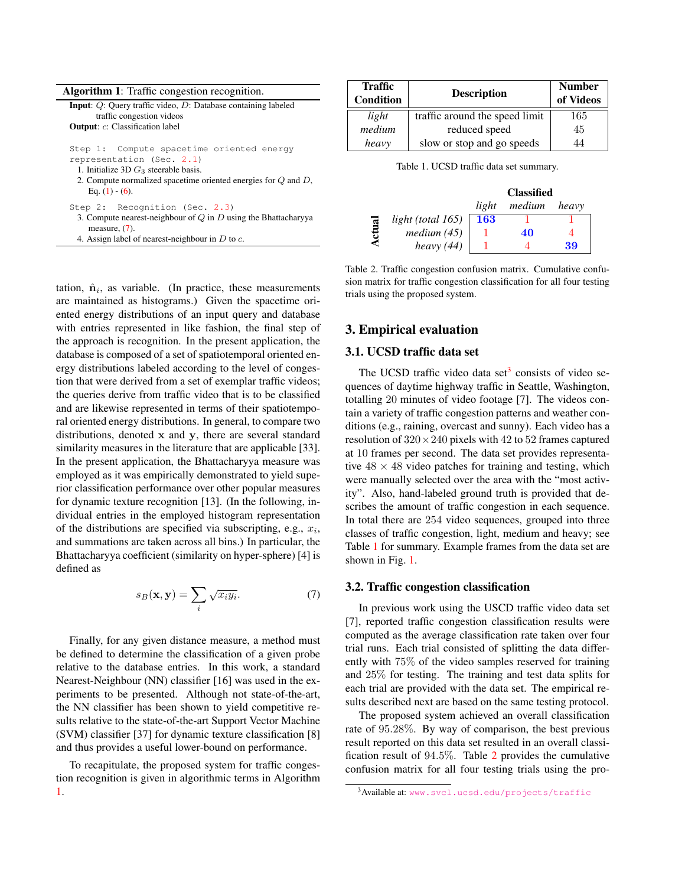**Algorithm 1**: Traffic congestion recognition.

**Input**: $Q$: Query traffic video, $D$: Database containing labeled traffic congestion videos
**Output**: $c$: Classification label

Step 1: Compute spacetime oriented energy representation (Sec. 2.1)

1. Initialize 3D $G_3$ steerable basis.
2. Compute normalized spacetime oriented energies for $Q$ and $D$, Eq. (1) - (6).

Step 2: Recognition (Sec. 2.3)

3. Compute nearest-neighbour of $Q$ in $D$ using the Bhattacharyya measure, (7).
4. Assign label of nearest-neighbour in $D$ to $c$.

tation, $\hat{\mathbf{n}}_i$, as variable. (In practice, these measurements are maintained as histograms.) Given the spacetime oriented energy distributions of an input query and database with entries represented in like fashion, the final step of the approach is recognition. In the present application, the database is composed of a set of spatiotemporal oriented energy distributions labeled according to the level of congestion that were derived from a set of exemplar traffic videos; the queries derive from traffic video that is to be classified and are likewise represented in terms of their spatiotemporal oriented energy distributions. In general, to compare two distributions, denoted $\mathbf{x}$ and $\mathbf{y}$, there are several standard similarity measures in the literature that are applicable [33]. In the present application, the Bhattacharyya measure was employed as it was empirically demonstrated to yield superior classification performance over other popular measures for dynamic texture recognition [13]. (In the following, individual entries in the employed histogram representation of the distributions are specified via subscripting, e.g., $x_i$, and summations are taken across all bins.) In particular, the Bhattacharyya coefficient (similarity on hyper-sphere) [4] is defined as

$$s_B(\mathbf{x}, \mathbf{y}) = \sum_i \sqrt{x_i y_i}. \tag{7}$$

Finally, for any given distance measure, a method must be defined to determine the classification of a given probe relative to the database entries. In this work, a standard Nearest-Neighbour (NN) classifier [16] was used in the experiments to be presented. Although not state-of-the-art, the NN classifier has been shown to yield competitive results relative to the state-of-the-art Support Vector Machine (SVM) classifier [37] for dynamic texture classification [8] and thus provides a useful lower-bound on performance.

To recapitulate, the proposed system for traffic congestion recognition is given in algorithmic terms in Algorithm 1.

| Traffic Condition | Description | Number of Videos |
|---|---|---|
| *light* | traffic around the speed limit | 165 |
| *medium* | reduced speed | 45 |
| *heavy* | slow or stop and go speeds | 44 |

Table 1. UCSD traffic data set summary.

| Actual \ Classified | *light* | *medium* | *heavy* |
|---|---|---|---|
| *light (total 165)* | **163** | 1 | 1 |
| *medium (45)* | 1 | **40** | 4 |
| *heavy (44)* | 1 | 4 | **39** |

Table 2. Traffic congestion confusion matrix. Cumulative confusion matrix for traffic congestion classification for all four testing trials using the proposed system.

## 3. Empirical evaluation

### 3.1. UCSD traffic data set

The UCSD traffic video data set[3] consists of video sequences of daytime highway traffic in Seattle, Washington, totalling 20 minutes of video footage [7]. The videos contain a variety of traffic congestion patterns and weather conditions (e.g., raining, overcast and sunny). Each video has a resolution of $320 \times 240$ pixels with 42 to 52 frames captured at 10 frames per second. The data set provides representative $48 \times 48$ video patches for training and testing, which were manually selected over the area with the "most activity". Also, hand-labeled ground truth is provided that describes the amount of traffic congestion in each sequence. In total there are 254 video sequences, grouped into three classes of traffic congestion, light, medium and heavy; see Table 1 for summary. Example frames from the data set are shown in Fig. 1.

### 3.2. Traffic congestion classification

In previous work using the USCD traffic video data set [7], reported traffic congestion classification results were computed as the average classification rate taken over four trial runs. Each trial consisted of splitting the data differently with 75% of the video samples reserved for training and 25% for testing. The training and test data splits for each trial are provided with the data set. The empirical results described next are based on the same testing protocol.

The proposed system achieved an overall classification rate of 95.28%. By way of comparison, the best previous result reported on this data set resulted in an overall classification result of 94.5%. Table 2 provides the cumulative confusion matrix for all four testing trials using the pro-

[3] Available at: www.svcl.ucsd.edu/projects/traffic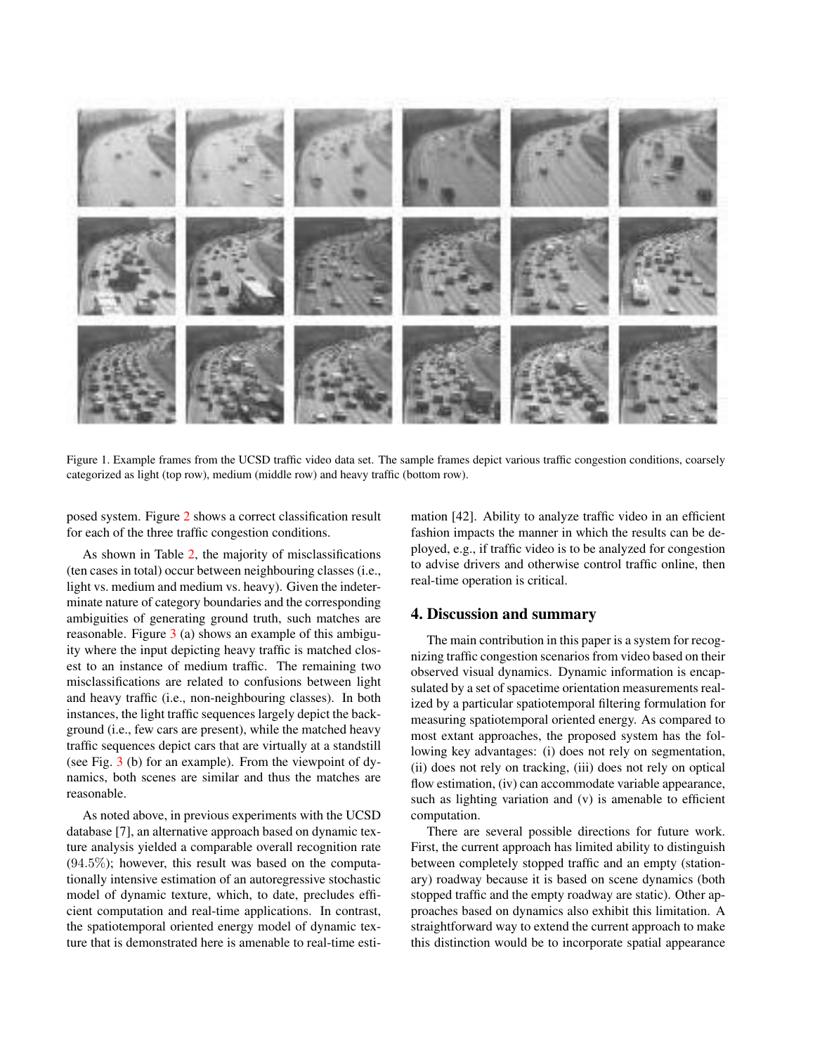Figure 1. Example frames from the UCSD traffic video data set. The sample frames depict various traffic congestion conditions, coarsely categorized as light (top row), medium (middle row) and heavy traffic (bottom row).

posed system. Figure 2 shows a correct classification result for each of the three traffic congestion conditions.

As shown in Table 2, the majority of misclassifications (ten cases in total) occur between neighbouring classes (i.e., light vs. medium and medium vs. heavy). Given the indeterminate nature of category boundaries and the corresponding ambiguities of generating ground truth, such matches are reasonable. Figure 3 (a) shows an example of this ambiguity where the input depicting heavy traffic is matched closest to an instance of medium traffic. The remaining two misclassifications are related to confusions between light and heavy traffic (i.e., non-neighbouring classes). In both instances, the light traffic sequences largely depict the background (i.e., few cars are present), while the matched heavy traffic sequences depict cars that are virtually at a standstill (see Fig. 3 (b) for an example). From the viewpoint of dynamics, both scenes are similar and thus the matches are reasonable.

As noted above, in previous experiments with the UCSD database [7], an alternative approach based on dynamic texture analysis yielded a comparable overall recognition rate ($94.5\%$); however, this result was based on the computationally intensive estimation of an autoregressive stochastic model of dynamic texture, which, to date, precludes efficient computation and real-time applications. In contrast, the spatiotemporal oriented energy model of dynamic texture that is demonstrated here is amenable to real-time estimation [42]. Ability to analyze traffic video in an efficient fashion impacts the manner in which the results can be deployed, e.g., if traffic video is to be analyzed for congestion to advise drivers and otherwise control traffic online, then real-time operation is critical.

## 4. Discussion and summary

The main contribution in this paper is a system for recognizing traffic congestion scenarios from video based on their observed visual dynamics. Dynamic information is encapsulated by a set of spacetime orientation measurements realized by a particular spatiotemporal filtering formulation for measuring spatiotemporal oriented energy. As compared to most extant approaches, the proposed system has the following key advantages: (i) does not rely on segmentation, (ii) does not rely on tracking, (iii) does not rely on optical flow estimation, (iv) can accommodate variable appearance, such as lighting variation and (v) is amenable to efficient computation.

There are several possible directions for future work. First, the current approach has limited ability to distinguish between completely stopped traffic and an empty (stationary) roadway because it is based on scene dynamics (both stopped traffic and the empty roadway are static). Other approaches based on dynamics also exhibit this limitation. A straightforward way to extend the current approach to make this distinction would be to incorporate spatial appearance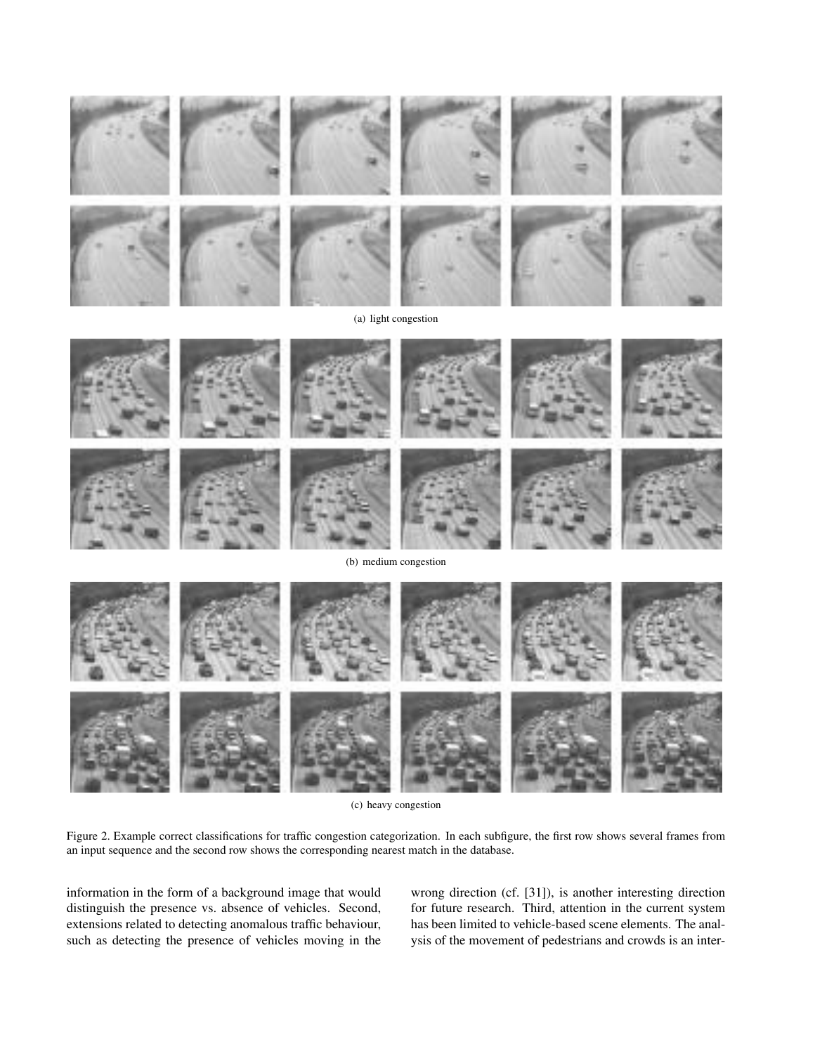(a) light congestion

(b) medium congestion

(c) heavy congestion

Figure 2. Example correct classifications for traffic congestion categorization. In each subfigure, the first row shows several frames from an input sequence and the second row shows the corresponding nearest match in the database.

information in the form of a background image that would distinguish the presence vs. absence of vehicles. Second, extensions related to detecting anomalous traffic behaviour, such as detecting the presence of vehicles moving in the wrong direction (cf. [31]), is another interesting direction for future research. Third, attention in the current system has been limited to vehicle-based scene elements. The analysis of the movement of pedestrians and crowds is an inter-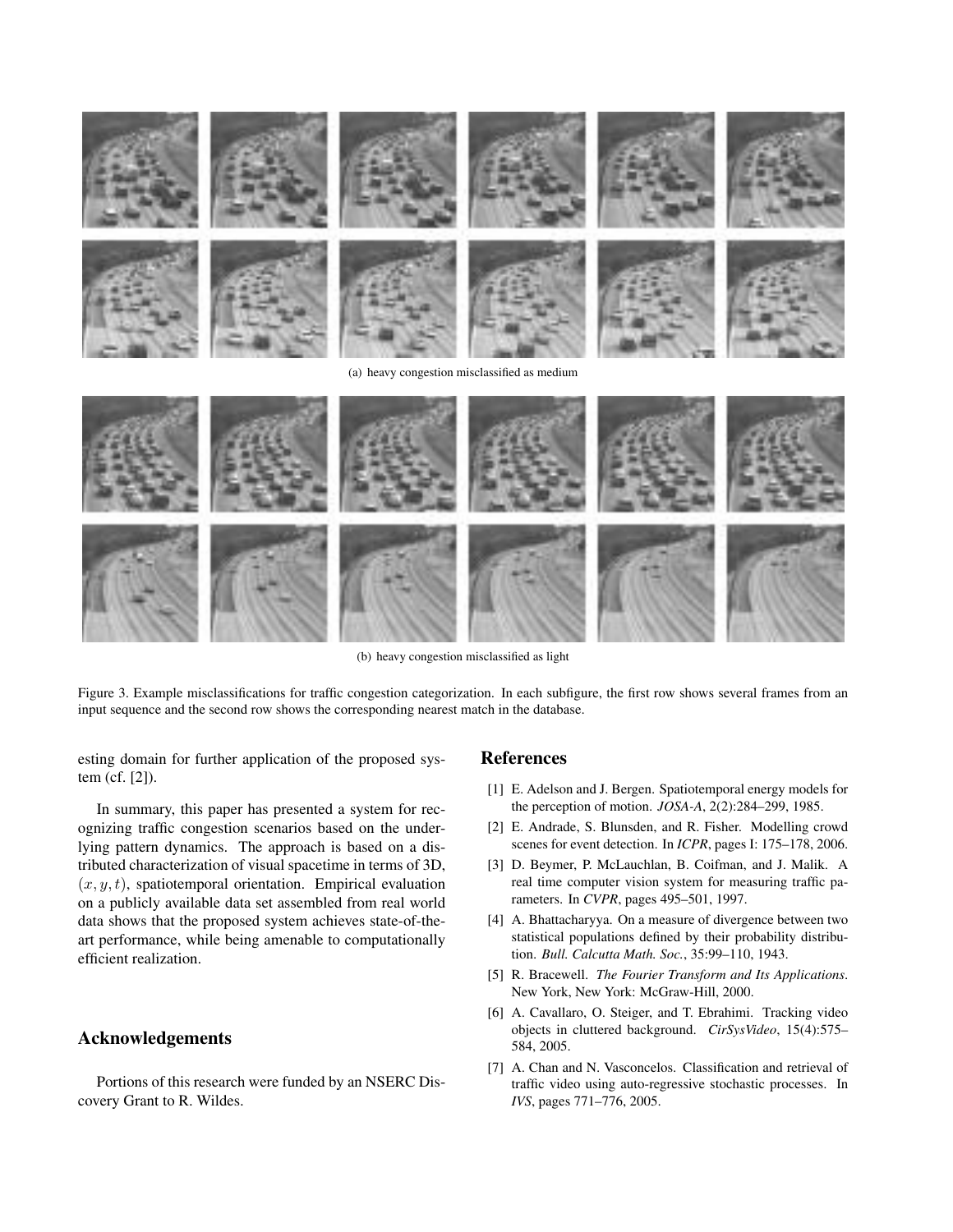(a) heavy congestion misclassified as medium

(b) heavy congestion misclassified as light

Figure 3. Example misclassifications for traffic congestion categorization. In each subfigure, the first row shows several frames from an input sequence and the second row shows the corresponding nearest match in the database.

esting domain for further application of the proposed system (cf. [2]).

In summary, this paper has presented a system for recognizing traffic congestion scenarios based on the underlying pattern dynamics. The approach is based on a distributed characterization of visual spacetime in terms of 3D, $(x, y, t)$, spatiotemporal orientation. Empirical evaluation on a publicly available data set assembled from real world data shows that the proposed system achieves state-of-the-art performance, while being amenable to computationally efficient realization.

## Acknowledgements

Portions of this research were funded by an NSERC Discovery Grant to R. Wildes.

## References

[1] E. Adelson and J. Bergen. Spatiotemporal energy models for the perception of motion. *JOSA-A*, 2(2):284–299, 1985.

[2] E. Andrade, S. Blunsden, and R. Fisher. Modelling crowd scenes for event detection. In *ICPR*, pages I: 175–178, 2006.

[3] D. Beymer, P. McLauchlan, B. Coifman, and J. Malik. A real time computer vision system for measuring traffic parameters. In *CVPR*, pages 495–501, 1997.

[4] A. Bhattacharyya. On a measure of divergence between two statistical populations defined by their probability distribution. *Bull. Calcutta Math. Soc.*, 35:99–110, 1943.

[5] R. Bracewell. *The Fourier Transform and Its Applications*. New York, New York: McGraw-Hill, 2000.

[6] A. Cavallaro, O. Steiger, and T. Ebrahimi. Tracking video objects in cluttered background. *CirSysVideo*, 15(4):575–584, 2005.

[7] A. Chan and N. Vasconcelos. Classification and retrieval of traffic video using auto-regressive stochastic processes. In *IVS*, pages 771–776, 2005.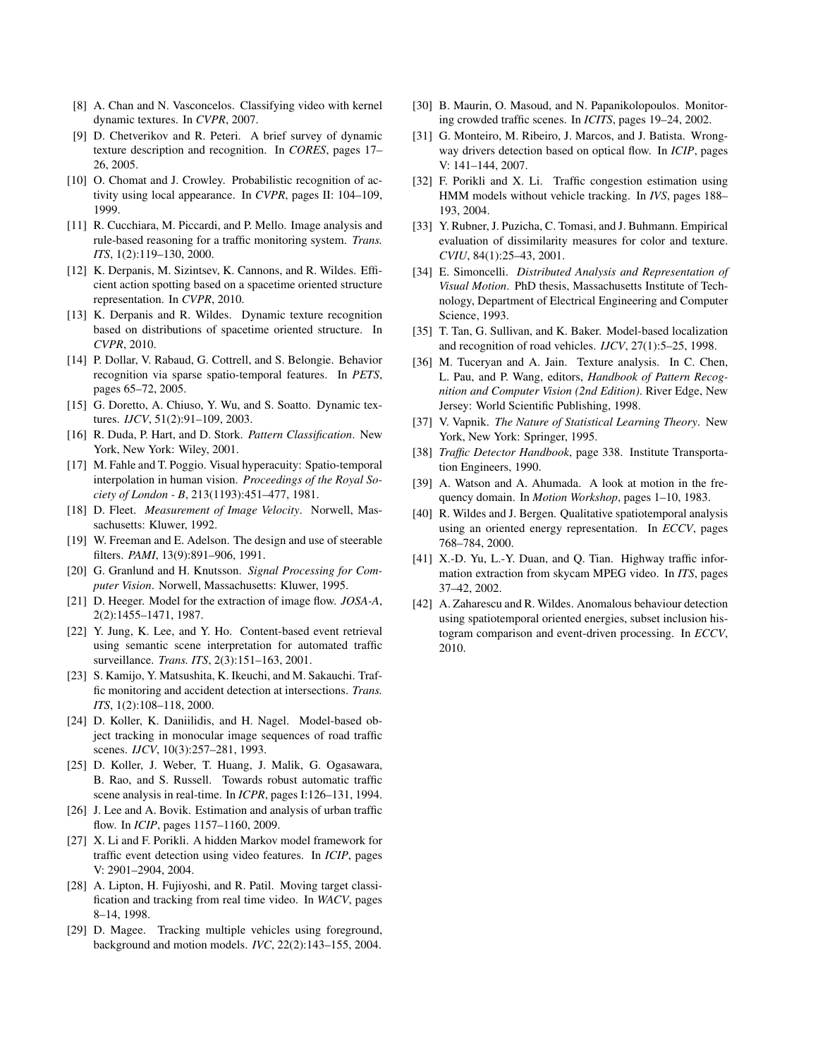[8] A. Chan and N. Vasconcelos. Classifying video with kernel dynamic textures. In *CVPR*, 2007.

[9] D. Chetverikov and R. Peteri. A brief survey of dynamic texture description and recognition. In *CORES*, pages 17–26, 2005.

[10] O. Chomat and J. Crowley. Probabilistic recognition of activity using local appearance. In *CVPR*, pages II: 104–109, 1999.

[11] R. Cucchiara, M. Piccardi, and P. Mello. Image analysis and rule-based reasoning for a traffic monitoring system. *Trans. ITS*, 1(2):119–130, 2000.

[12] K. Derpanis, M. Sizintsev, K. Cannons, and R. Wildes. Efficient action spotting based on a spacetime oriented structure representation. In *CVPR*, 2010.

[13] K. Derpanis and R. Wildes. Dynamic texture recognition based on distributions of spacetime oriented structure. In *CVPR*, 2010.

[14] P. Dollar, V. Rabaud, G. Cottrell, and S. Belongie. Behavior recognition via sparse spatio-temporal features. In *PETS*, pages 65–72, 2005.

[15] G. Doretto, A. Chiuso, Y. Wu, and S. Soatto. Dynamic textures. *IJCV*, 51(2):91–109, 2003.

[16] R. Duda, P. Hart, and D. Stork. *Pattern Classification*. New York, New York: Wiley, 2001.

[17] M. Fahle and T. Poggio. Visual hyperacuity: Spatio-temporal interpolation in human vision. *Proceedings of the Royal Society of London - B*, 213(1193):451–477, 1981.

[18] D. Fleet. *Measurement of Image Velocity*. Norwell, Massachusetts: Kluwer, 1992.

[19] W. Freeman and E. Adelson. The design and use of steerable filters. *PAMI*, 13(9):891–906, 1991.

[20] G. Granlund and H. Knutsson. *Signal Processing for Computer Vision*. Norwell, Massachusetts: Kluwer, 1995.

[21] D. Heeger. Model for the extraction of image flow. *JOSA-A*, 2(2):1455–1471, 1987.

[22] Y. Jung, K. Lee, and Y. Ho. Content-based event retrieval using semantic scene interpretation for automated traffic surveillance. *Trans. ITS*, 2(3):151–163, 2001.

[23] S. Kamijo, Y. Matsushita, K. Ikeuchi, and M. Sakauchi. Traffic monitoring and accident detection at intersections. *Trans. ITS*, 1(2):108–118, 2000.

[24] D. Koller, K. Daniilidis, and H. Nagel. Model-based object tracking in monocular image sequences of road traffic scenes. *IJCV*, 10(3):257–281, 1993.

[25] D. Koller, J. Weber, T. Huang, J. Malik, G. Ogasawara, B. Rao, and S. Russell. Towards robust automatic traffic scene analysis in real-time. In *ICPR*, pages I:126–131, 1994.

[26] J. Lee and A. Bovik. Estimation and analysis of urban traffic flow. In *ICIP*, pages 1157–1160, 2009.

[27] X. Li and F. Porikli. A hidden Markov model framework for traffic event detection using video features. In *ICIP*, pages V: 2901–2904, 2004.

[28] A. Lipton, H. Fujiyoshi, and R. Patil. Moving target classification and tracking from real time video. In *WACV*, pages 8–14, 1998.

[29] D. Magee. Tracking multiple vehicles using foreground, background and motion models. *IVC*, 22(2):143–155, 2004.

[30] B. Maurin, O. Masoud, and N. Papanikolopoulos. Monitoring crowded traffic scenes. In *ICITS*, pages 19–24, 2002.

[31] G. Monteiro, M. Ribeiro, J. Marcos, and J. Batista. Wrong-way drivers detection based on optical flow. In *ICIP*, pages V: 141–144, 2007.

[32] F. Porikli and X. Li. Traffic congestion estimation using HMM models without vehicle tracking. In *IVS*, pages 188–193, 2004.

[33] Y. Rubner, J. Puzicha, C. Tomasi, and J. Buhmann. Empirical evaluation of dissimilarity measures for color and texture. *CVIU*, 84(1):25–43, 2001.

[34] E. Simoncelli. *Distributed Analysis and Representation of Visual Motion*. PhD thesis, Massachusetts Institute of Technology, Department of Electrical Engineering and Computer Science, 1993.

[35] T. Tan, G. Sullivan, and K. Baker. Model-based localization and recognition of road vehicles. *IJCV*, 27(1):5–25, 1998.

[36] M. Tuceryan and A. Jain. Texture analysis. In C. Chen, L. Pau, and P. Wang, editors, *Handbook of Pattern Recognition and Computer Vision (2nd Edition)*. River Edge, New Jersey: World Scientific Publishing, 1998.

[37] V. Vapnik. *The Nature of Statistical Learning Theory*. New York, New York: Springer, 1995.

[38] *Traffic Detector Handbook*, page 338. Institute Transportation Engineers, 1990.

[39] A. Watson and A. Ahumada. A look at motion in the frequency domain. In *Motion Workshop*, pages 1–10, 1983.

[40] R. Wildes and J. Bergen. Qualitative spatiotemporal analysis using an oriented energy representation. In *ECCV*, pages 768–784, 2000.

[41] X.-D. Yu, L.-Y. Duan, and Q. Tian. Highway traffic information extraction from skycam MPEG video. In *ITS*, pages 37–42, 2002.

[42] A. Zaharescu and R. Wildes. Anomalous behaviour detection using spatiotemporal oriented energies, subset inclusion histogram comparison and event-driven processing. In *ECCV*, 2010.